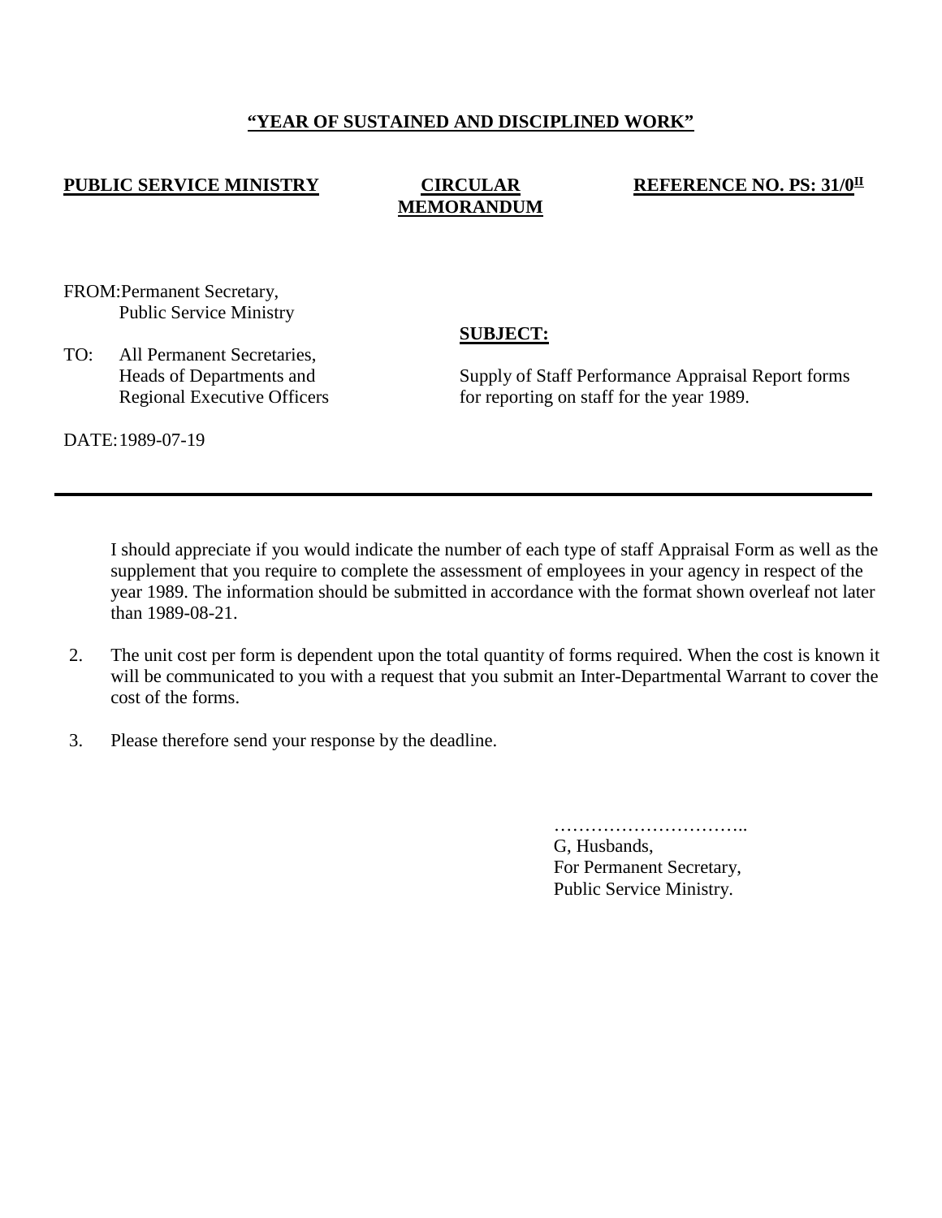**"YEAR OF SUSTAINED AND DISCIPLINED WORK"**

**PUBLIC SERVICE MINISTRY** **CIRCULAR MEMORANDUM** **REFERENCE NO. PS: 31/0II**

FROM: Permanent Secretary,
Public Service Ministry

TO: All Permanent Secretaries,
Heads of Departments and
Regional Executive Officers

DATE: 1989-07-19

**SUBJECT:**

Supply of Staff Performance Appraisal Report forms for reporting on staff for the year 1989.

---

I should appreciate if you would indicate the number of each type of staff Appraisal Form as well as the supplement that you require to complete the assessment of employees in your agency in respect of the year 1989. The information should be submitted in accordance with the format shown overleaf not later than 1989-08-21.

2. The unit cost per form is dependent upon the total quantity of forms required. When the cost is known it will be communicated to you with a request that you submit an Inter-Departmental Warrant to cover the cost of the forms.

3. Please therefore send your response by the deadline.

…………………………..
G, Husbands,
For Permanent Secretary,
Public Service Ministry.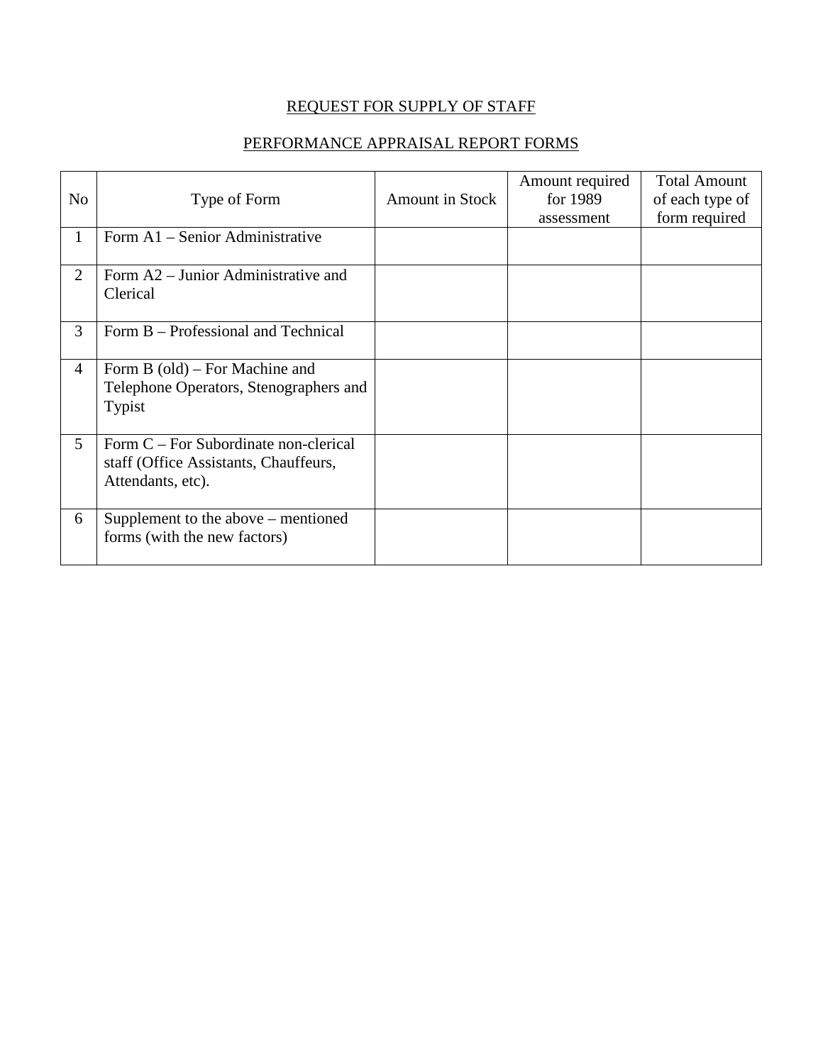REQUEST FOR SUPPLY OF STAFF

PERFORMANCE APPRAISAL REPORT FORMS

| No | Type of Form | Amount in Stock | Amount required for 1989 assessment | Total Amount of each type of form required |
|---|---|---|---|---|
| 1 | Form A1 – Senior Administrative | | | |
| 2 | Form A2 – Junior Administrative and Clerical | | | |
| 3 | Form B – Professional and Technical | | | |
| 4 | Form B (old) – For Machine and Telephone Operators, Stenographers and Typist | | | |
| 5 | Form C – For Subordinate non-clerical staff (Office Assistants, Chauffeurs, Attendants, etc). | | | |
| 6 | Supplement to the above – mentioned forms (with the new factors) | | | |